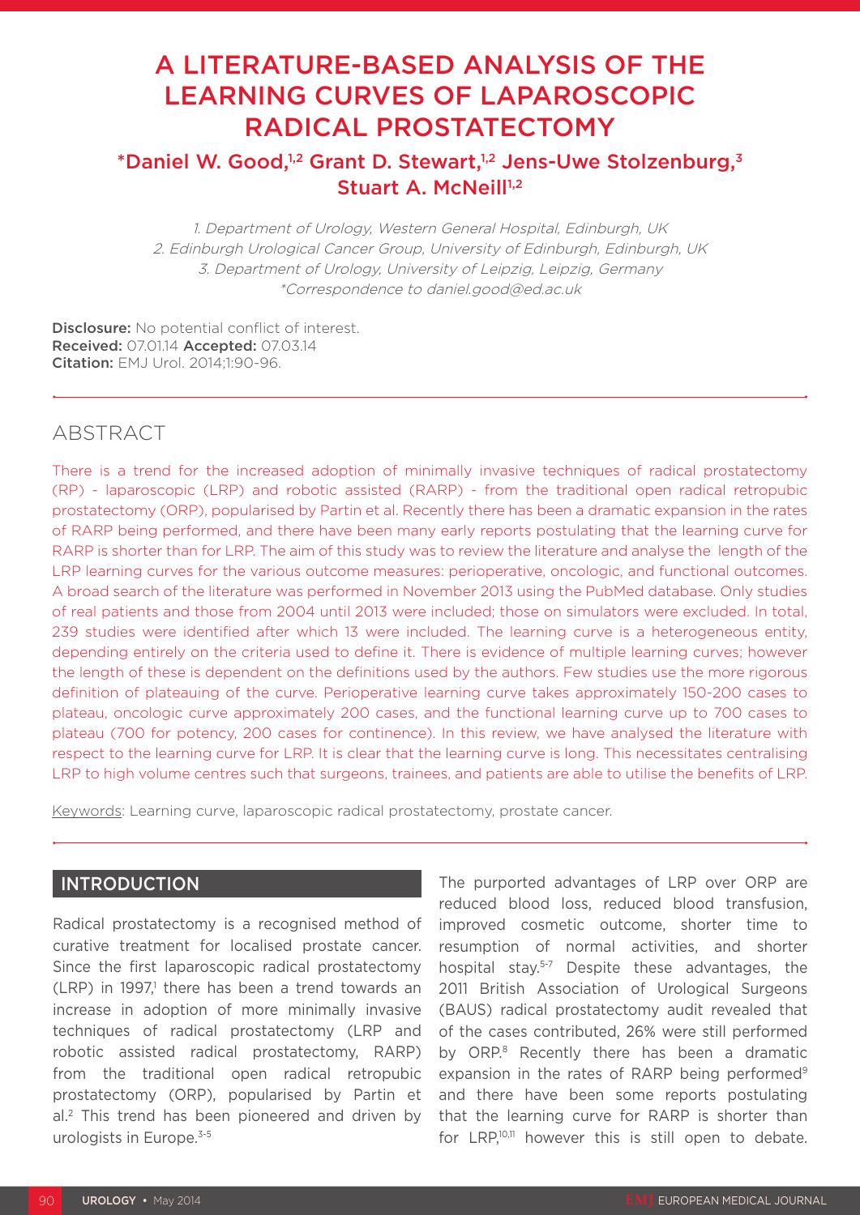# A LITERATURE-BASED ANALYSIS OF THE LEARNING CURVES OF LAPAROSCOPIC RADICAL PROSTATECTOMY

**\*Daniel W. Good,[1,2] Grant D. Stewart,[1,2] Jens-Uwe Stolzenburg,[3] Stuart A. McNeill[1,2]**

*1. Department of Urology, Western General Hospital, Edinburgh, UK*
*2. Edinburgh Urological Cancer Group, University of Edinburgh, Edinburgh, UK*
*3. Department of Urology, University of Leipzig, Leipzig, Germany*
*\*Correspondence to daniel.good@ed.ac.uk*

**Disclosure:** No potential conflict of interest.
**Received:** 07.01.14 **Accepted:** 07.03.14
**Citation:** EMJ Urol. 2014;1:90-96.

## ABSTRACT

There is a trend for the increased adoption of minimally invasive techniques of radical prostatectomy (RP) - laparoscopic (LRP) and robotic assisted (RARP) - from the traditional open radical retropubic prostatectomy (ORP), popularised by Partin et al. Recently there has been a dramatic expansion in the rates of RARP being performed, and there have been many early reports postulating that the learning curve for RARP is shorter than for LRP. The aim of this study was to review the literature and analyse the length of the LRP learning curves for the various outcome measures: perioperative, oncologic, and functional outcomes. A broad search of the literature was performed in November 2013 using the PubMed database. Only studies of real patients and those from 2004 until 2013 were included; those on simulators were excluded. In total, 239 studies were identified after which 13 were included. The learning curve is a heterogeneous entity, depending entirely on the criteria used to define it. There is evidence of multiple learning curves; however the length of these is dependent on the definitions used by the authors. Few studies use the more rigorous definition of plateauing of the curve. Perioperative learning curve takes approximately 150-200 cases to plateau, oncologic curve approximately 200 cases, and the functional learning curve up to 700 cases to plateau (700 for potency, 200 cases for continence). In this review, we have analysed the literature with respect to the learning curve for LRP. It is clear that the learning curve is long. This necessitates centralising LRP to high volume centres such that surgeons, trainees, and patients are able to utilise the benefits of LRP.

Keywords: Learning curve, laparoscopic radical prostatectomy, prostate cancer.

## INTRODUCTION

Radical prostatectomy is a recognised method of curative treatment for localised prostate cancer. Since the first laparoscopic radical prostatectomy (LRP) in 1997,[1] there has been a trend towards an increase in adoption of more minimally invasive techniques of radical prostatectomy (LRP and robotic assisted radical prostatectomy, RARP) from the traditional open radical retropubic prostatectomy (ORP), popularised by Partin et al.[2] This trend has been pioneered and driven by urologists in Europe.[3-5]

The purported advantages of LRP over ORP are reduced blood loss, reduced blood transfusion, improved cosmetic outcome, shorter time to resumption of normal activities, and shorter hospital stay.[5-7] Despite these advantages, the 2011 British Association of Urological Surgeons (BAUS) radical prostatectomy audit revealed that of the cases contributed, 26% were still performed by ORP.[8] Recently there has been a dramatic expansion in the rates of RARP being performed[9] and there have been some reports postulating that the learning curve for RARP is shorter than for LRP,[10,11] however this is still open to debate.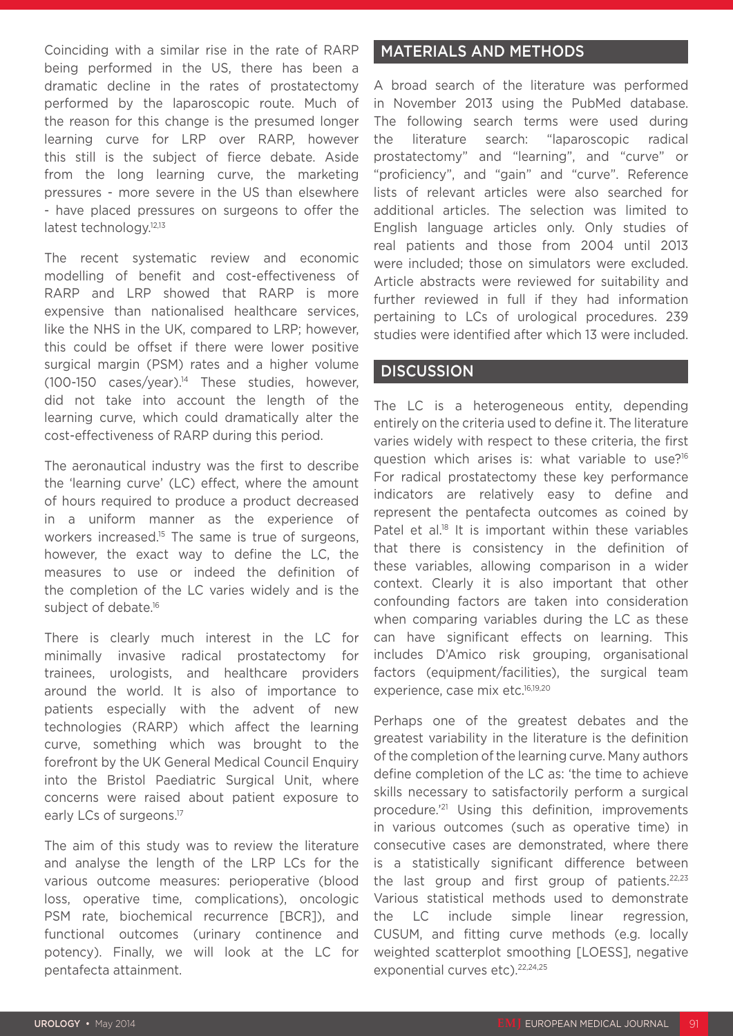Coinciding with a similar rise in the rate of RARP being performed in the US, there has been a dramatic decline in the rates of prostatectomy performed by the laparoscopic route. Much of the reason for this change is the presumed longer learning curve for LRP over RARP, however this still is the subject of fierce debate. Aside from the long learning curve, the marketing pressures - more severe in the US than elsewhere - have placed pressures on surgeons to offer the latest technology.[12,13]

The recent systematic review and economic modelling of benefit and cost-effectiveness of RARP and LRP showed that RARP is more expensive than nationalised healthcare services, like the NHS in the UK, compared to LRP; however, this could be offset if there were lower positive surgical margin (PSM) rates and a higher volume (100-150 cases/year).[14] These studies, however, did not take into account the length of the learning curve, which could dramatically alter the cost-effectiveness of RARP during this period.

The aeronautical industry was the first to describe the 'learning curve' (LC) effect, where the amount of hours required to produce a product decreased in a uniform manner as the experience of workers increased.[15] The same is true of surgeons, however, the exact way to define the LC, the measures to use or indeed the definition of the completion of the LC varies widely and is the subject of debate.[16]

There is clearly much interest in the LC for minimally invasive radical prostatectomy for trainees, urologists, and healthcare providers around the world. It is also of importance to patients especially with the advent of new technologies (RARP) which affect the learning curve, something which was brought to the forefront by the UK General Medical Council Enquiry into the Bristol Paediatric Surgical Unit, where concerns were raised about patient exposure to early LCs of surgeons.[17]

The aim of this study was to review the literature and analyse the length of the LRP LCs for the various outcome measures: perioperative (blood loss, operative time, complications), oncologic PSM rate, biochemical recurrence [BCR]), and functional outcomes (urinary continence and potency). Finally, we will look at the LC for pentafecta attainment.

## MATERIALS AND METHODS

A broad search of the literature was performed in November 2013 using the PubMed database. The following search terms were used during the literature search: "laparoscopic radical prostatectomy" and "learning", and "curve" or "proficiency", and "gain" and "curve". Reference lists of relevant articles were also searched for additional articles. The selection was limited to English language articles only. Only studies of real patients and those from 2004 until 2013 were included; those on simulators were excluded. Article abstracts were reviewed for suitability and further reviewed in full if they had information pertaining to LCs of urological procedures. 239 studies were identified after which 13 were included.

## DISCUSSION

The LC is a heterogeneous entity, depending entirely on the criteria used to define it. The literature varies widely with respect to these criteria, the first question which arises is: what variable to use?[16] For radical prostatectomy these key performance indicators are relatively easy to define and represent the pentafecta outcomes as coined by Patel et al.[18] It is important within these variables that there is consistency in the definition of these variables, allowing comparison in a wider context. Clearly it is also important that other confounding factors are taken into consideration when comparing variables during the LC as these can have significant effects on learning. This includes D'Amico risk grouping, organisational factors (equipment/facilities), the surgical team experience, case mix etc.[16,19,20]

Perhaps one of the greatest debates and the greatest variability in the literature is the definition of the completion of the learning curve. Many authors define completion of the LC as: 'the time to achieve skills necessary to satisfactorily perform a surgical procedure.'[21] Using this definition, improvements in various outcomes (such as operative time) in consecutive cases are demonstrated, where there is a statistically significant difference between the last group and first group of patients.[22,23] Various statistical methods used to demonstrate the LC include simple linear regression, CUSUM, and fitting curve methods (e.g. locally weighted scatterplot smoothing [LOESS], negative exponential curves etc).[22,24,25]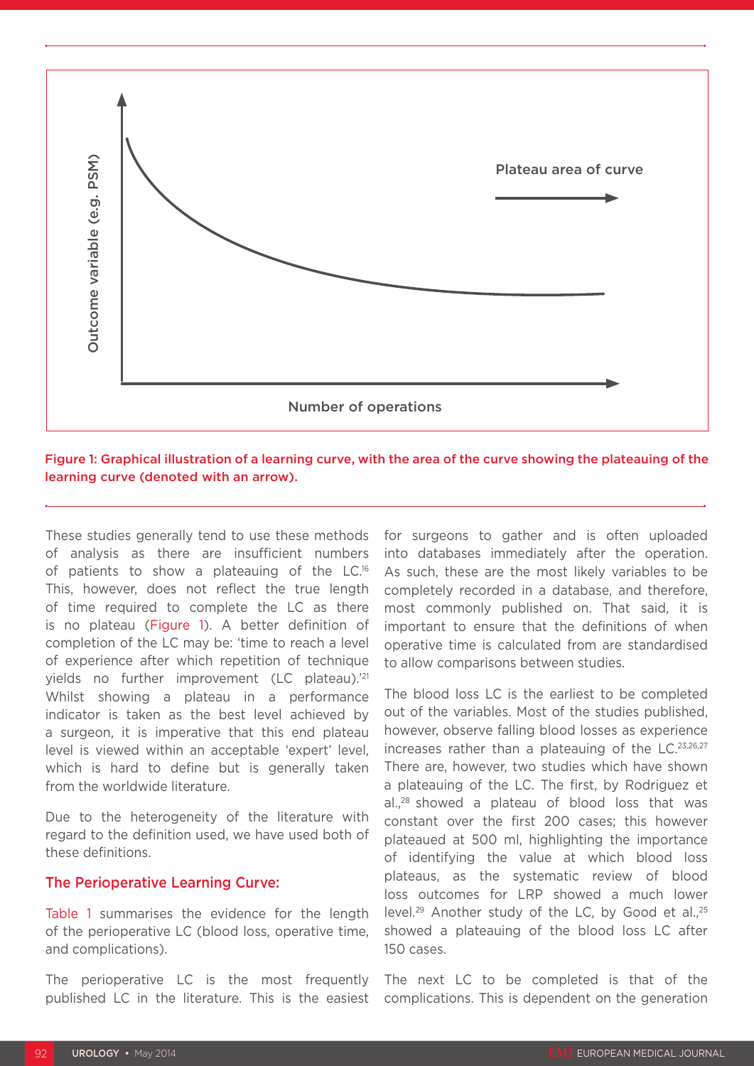Figure 1: Graphical illustration of a learning curve, with the area of the curve showing the plateauing of the learning curve (denoted with an arrow).

These studies generally tend to use these methods of analysis as there are insufficient numbers of patients to show a plateauing of the LC.[16] This, however, does not reflect the true length of time required to complete the LC as there is no plateau (Figure 1). A better definition of completion of the LC may be: 'time to reach a level of experience after which repetition of technique yields no further improvement (LC plateau).'[21] Whilst showing a plateau in a performance indicator is taken as the best level achieved by a surgeon, it is imperative that this end plateau level is viewed within an acceptable 'expert' level, which is hard to define but is generally taken from the worldwide literature.

Due to the heterogeneity of the literature with regard to the definition used, we have used both of these definitions.

## The Perioperative Learning Curve:

Table 1 summarises the evidence for the length of the perioperative LC (blood loss, operative time, and complications).

The perioperative LC is the most frequently published LC in the literature. This is the easiest for surgeons to gather and is often uploaded into databases immediately after the operation. As such, these are the most likely variables to be completely recorded in a database, and therefore, most commonly published on. That said, it is important to ensure that the definitions of when operative time is calculated from are standardised to allow comparisons between studies.

The blood loss LC is the earliest to be completed out of the variables. Most of the studies published, however, observe falling blood losses as experience increases rather than a plateauing of the LC.[23,26,27] There are, however, two studies which have shown a plateauing of the LC. The first, by Rodriguez et al.,[28] showed a plateau of blood loss that was constant over the first 200 cases; this however plateaued at 500 ml, highlighting the importance of identifying the value at which blood loss plateaus, as the systematic review of blood loss outcomes for LRP showed a much lower level.[29] Another study of the LC, by Good et al.,[25] showed a plateauing of the blood loss LC after 150 cases.

The next LC to be completed is that of the complications. This is dependent on the generation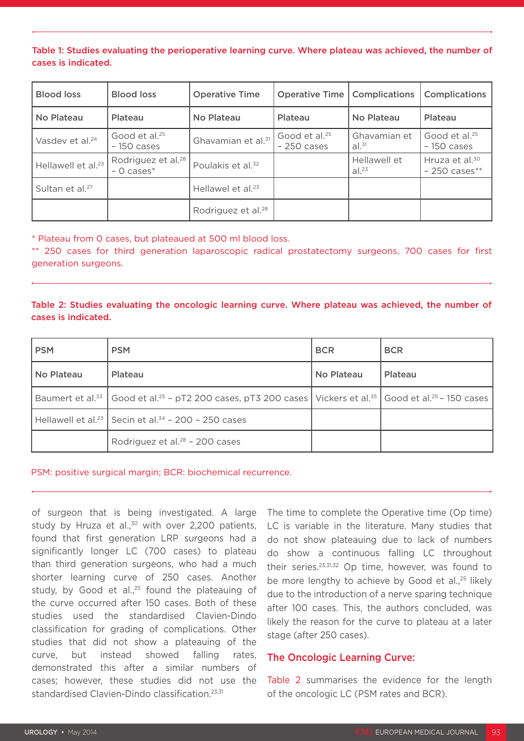Table 1: Studies evaluating the perioperative learning curve. Where plateau was achieved, the number of cases is indicated.

| Blood loss | Blood loss | Operative Time | Operative Time | Complications | Complications |
|---|---|---|---|---|---|
| No Plateau | Plateau | No Plateau | Plateau | No Plateau | Plateau |
| Vasdev et al.[24] | Good et al.[25] – 150 cases | Ghavamian et al.[31] | Good et al.[25] – 250 cases | Ghavamian et al.[31] | Good et al.[25] – 150 cases |
| Hellawell et al.[23] | Rodriguez et al.[28] – 0 cases* | Poulakis et al.[32] | | Hellawell et al.[23] | Hruza et al.[30] – 250 cases** |
| Sultan et al.[27] | | Hellawel et al.[23] | | | |
| | | Rodriguez et al.[28] | | | |

* Plateau from 0 cases, but plateaued at 500 ml blood loss.

** 250 cases for third generation laparoscopic radical prostatectomy surgeons, 700 cases for first generation surgeons.

Table 2: Studies evaluating the oncologic learning curve. Where plateau was achieved, the number of cases is indicated.

| PSM | PSM | BCR | BCR |
|---|---|---|---|
| No Plateau | Plateau | No Plateau | Plateau |
| Baumert et al.[33] | Good et al.[25] – pT2 200 cases, pT3 200 cases | Vickers et al.[35] | Good et al.[25] – 150 cases |
| Hellawell et al.[23] | Secin et al.[34] – 200 – 250 cases | | |
| | Rodriguez et al.[28] – 200 cases | | |

PSM: positive surgical margin; BCR: biochemical recurrence.

of surgeon that is being investigated. A large study by Hruza et al.,[30] with over 2,200 patients, found that first generation LRP surgeons had a significantly longer LC (700 cases) to plateau than third generation surgeons, who had a much shorter learning curve of 250 cases. Another study, by Good et al.,[25] found the plateauing of the curve occurred after 150 cases. Both of these studies used the standardised Clavien-Dindo classification for grading of complications. Other studies that did not show a plateauing of the curve, but instead showed falling rates, demonstrated this after a similar numbers of cases; however, these studies did not use the standardised Clavien-Dindo classification.[23,31]

The time to complete the Operative time (Op time) LC is variable in the literature. Many studies that do not show plateauing due to lack of numbers do show a continuous falling LC throughout their series.[23,31,32] Op time, however, was found to be more lengthy to achieve by Good et al.,[25] likely due to the introduction of a nerve sparing technique after 100 cases. This, the authors concluded, was likely the reason for the curve to plateau at a later stage (after 250 cases).

## The Oncologic Learning Curve:

Table 2 summarises the evidence for the length of the oncologic LC (PSM rates and BCR).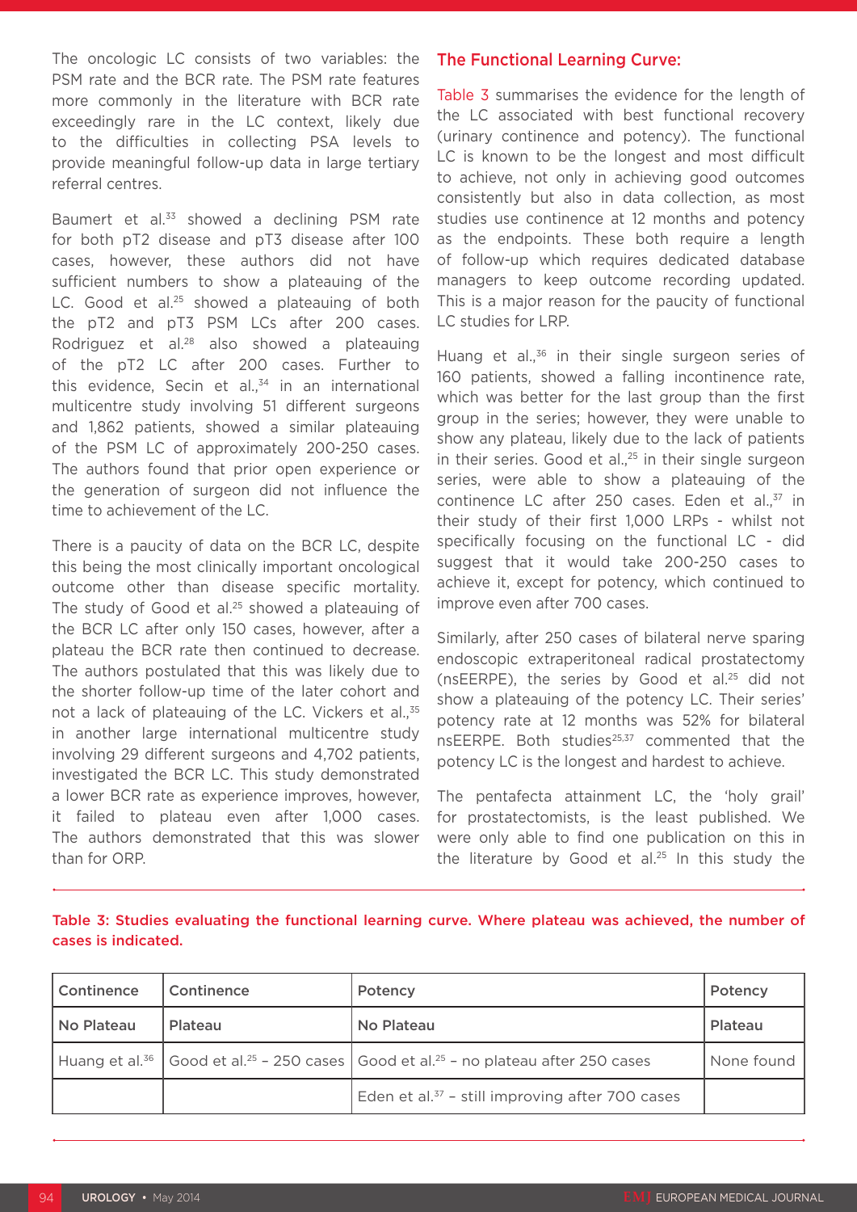The oncologic LC consists of two variables: the PSM rate and the BCR rate. The PSM rate features more commonly in the literature with BCR rate exceedingly rare in the LC context, likely due to the difficulties in collecting PSA levels to provide meaningful follow-up data in large tertiary referral centres.

Baumert et al.[33] showed a declining PSM rate for both pT2 disease and pT3 disease after 100 cases, however, these authors did not have sufficient numbers to show a plateauing of the LC. Good et al.[25] showed a plateauing of both the pT2 and pT3 PSM LCs after 200 cases. Rodriguez et al.[28] also showed a plateauing of the pT2 LC after 200 cases. Further to this evidence, Secin et al.,[34] in an international multicentre study involving 51 different surgeons and 1,862 patients, showed a similar plateauing of the PSM LC of approximately 200-250 cases. The authors found that prior open experience or the generation of surgeon did not influence the time to achievement of the LC.

There is a paucity of data on the BCR LC, despite this being the most clinically important oncological outcome other than disease specific mortality. The study of Good et al.[25] showed a plateauing of the BCR LC after only 150 cases, however, after a plateau the BCR rate then continued to decrease. The authors postulated that this was likely due to the shorter follow-up time of the later cohort and not a lack of plateauing of the LC. Vickers et al.,[35] in another large international multicentre study involving 29 different surgeons and 4,702 patients, investigated the BCR LC. This study demonstrated a lower BCR rate as experience improves, however, it failed to plateau even after 1,000 cases. The authors demonstrated that this was slower than for ORP.

## The Functional Learning Curve:

Table 3 summarises the evidence for the length of the LC associated with best functional recovery (urinary continence and potency). The functional LC is known to be the longest and most difficult to achieve, not only in achieving good outcomes consistently but also in data collection, as most studies use continence at 12 months and potency as the endpoints. These both require a length of follow-up which requires dedicated database managers to keep outcome recording updated. This is a major reason for the paucity of functional LC studies for LRP.

Huang et al.,[36] in their single surgeon series of 160 patients, showed a falling incontinence rate, which was better for the last group than the first group in the series; however, they were unable to show any plateau, likely due to the lack of patients in their series. Good et al.,[25] in their single surgeon series, were able to show a plateauing of the continence LC after 250 cases. Eden et al.,[37] in their study of their first 1,000 LRPs - whilst not specifically focusing on the functional LC - did suggest that it would take 200-250 cases to achieve it, except for potency, which continued to improve even after 700 cases.

Similarly, after 250 cases of bilateral nerve sparing endoscopic extraperitoneal radical prostatectomy (nsEERPE), the series by Good et al.[25] did not show a plateauing of the potency LC. Their series' potency rate at 12 months was 52% for bilateral nsEERPE. Both studies[25,37] commented that the potency LC is the longest and hardest to achieve.

The pentafecta attainment LC, the 'holy grail' for prostatectomists, is the least published. We were only able to find one publication on this in the literature by Good et al.[25] In this study the

**Table 3: Studies evaluating the functional learning curve. Where plateau was achieved, the number of cases is indicated.**

| Continence | Continence | Potency | Potency |
|---|---|---|---|
| **No Plateau** | **Plateau** | **No Plateau** | **Plateau** |
| Huang et al.[36] | Good et al.[25] – 250 cases | Good et al.[25] – no plateau after 250 cases | None found |
| | | Eden et al.[37] – still improving after 700 cases | |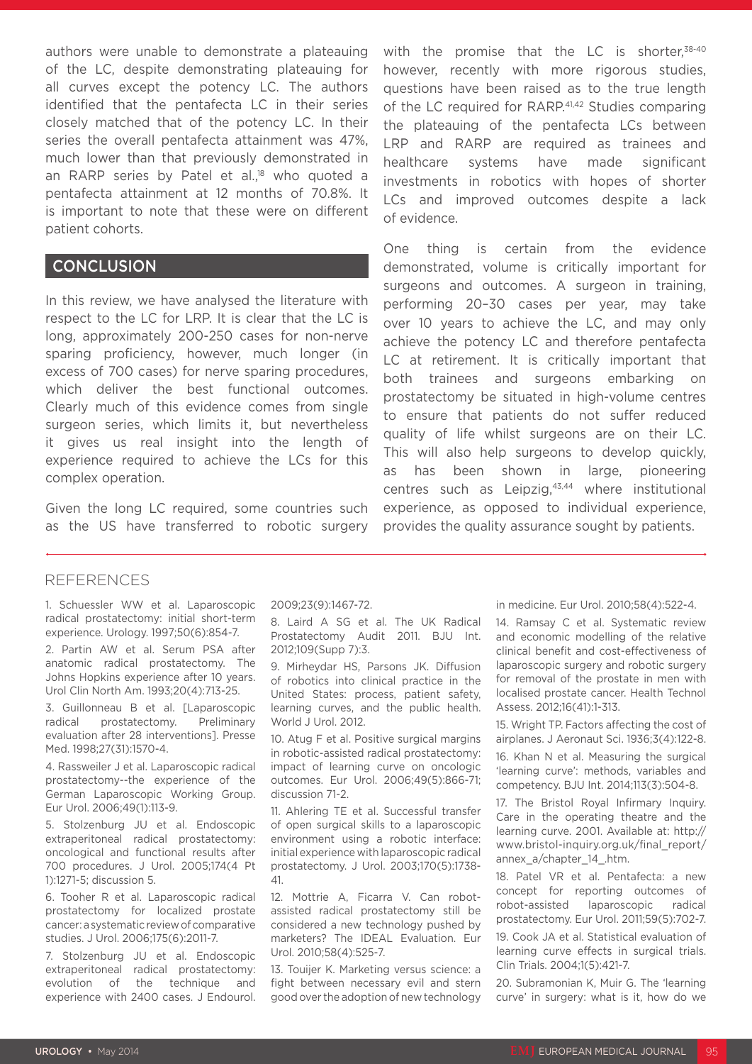authors were unable to demonstrate a plateauing of the LC, despite demonstrating plateauing for all curves except the potency LC. The authors identified that the pentafecta LC in their series closely matched that of the potency LC. In their series the overall pentafecta attainment was 47%, much lower than that previously demonstrated in an RARP series by Patel et al.,[18] who quoted a pentafecta attainment at 12 months of 70.8%. It is important to note that these were on different patient cohorts.

## CONCLUSION

In this review, we have analysed the literature with respect to the LC for LRP. It is clear that the LC is long, approximately 200-250 cases for non-nerve sparing proficiency, however, much longer (in excess of 700 cases) for nerve sparing procedures, which deliver the best functional outcomes. Clearly much of this evidence comes from single surgeon series, which limits it, but nevertheless it gives us real insight into the length of experience required to achieve the LCs for this complex operation.

Given the long LC required, some countries such as the US have transferred to robotic surgery with the promise that the LC is shorter,[38-40] however, recently with more rigorous studies, questions have been raised as to the true length of the LC required for RARP.[41,42] Studies comparing the plateauing of the pentafecta LCs between LRP and RARP are required as trainees and healthcare systems have made significant investments in robotics with hopes of shorter LCs and improved outcomes despite a lack of evidence.

One thing is certain from the evidence demonstrated, volume is critically important for surgeons and outcomes. A surgeon in training, performing 20–30 cases per year, may take over 10 years to achieve the LC, and may only achieve the potency LC and therefore pentafecta LC at retirement. It is critically important that both trainees and surgeons embarking on prostatectomy be situated in high-volume centres to ensure that patients do not suffer reduced quality of life whilst surgeons are on their LC. This will also help surgeons to develop quickly, as has been shown in large, pioneering centres such as Leipzig,[43,44] where institutional experience, as opposed to individual experience, provides the quality assurance sought by patients.

## REFERENCES

1. Schuessler WW et al. Laparoscopic radical prostatectomy: initial short-term experience. Urology. 1997;50(6):854-7.
2. Partin AW et al. Serum PSA after anatomic radical prostatectomy. The Johns Hopkins experience after 10 years. Urol Clin North Am. 1993;20(4):713-25.
3. Guillonneau B et al. [Laparoscopic radical prostatectomy. Preliminary evaluation after 28 interventions]. Presse Med. 1998;27(31):1570-4.
4. Rassweiler J et al. Laparoscopic radical prostatectomy--the experience of the German Laparoscopic Working Group. Eur Urol. 2006;49(1):113-9.
5. Stolzenburg JU et al. Endoscopic extraperitoneal radical prostatectomy: oncological and functional results after 700 procedures. J Urol. 2005;174(4 Pt 1):1271-5; discussion 5.
6. Tooher R et al. Laparoscopic radical prostatectomy for localized prostate cancer: a systematic review of comparative studies. J Urol. 2006;175(6):2011-7.
7. Stolzenburg JU et al. Endoscopic extraperitoneal radical prostatectomy: evolution of the technique and experience with 2400 cases. J Endourol. 2009;23(9):1467-72.
8. Laird A SG et al. The UK Radical Prostatectomy Audit 2011. BJU Int. 2012;109(Supp 7):3.
9. Mirheydar HS, Parsons JK. Diffusion of robotics into clinical practice in the United States: process, patient safety, learning curves, and the public health. World J Urol. 2012.
10. Atug F et al. Positive surgical margins in robotic-assisted radical prostatectomy: impact of learning curve on oncologic outcomes. Eur Urol. 2006;49(5):866-71; discussion 71-2.
11. Ahlering TE et al. Successful transfer of open surgical skills to a laparoscopic environment using a robotic interface: initial experience with laparoscopic radical prostatectomy. J Urol. 2003;170(5):1738-41.
12. Mottrie A, Ficarra V. Can robot-assisted radical prostatectomy still be considered a new technology pushed by marketers? The IDEAL Evaluation. Eur Urol. 2010;58(4):525-7.
13. Touijer K. Marketing versus science: a fight between necessary evil and stern good over the adoption of new technology in medicine. Eur Urol. 2010;58(4):522-4.
14. Ramsay C et al. Systematic review and economic modelling of the relative clinical benefit and cost-effectiveness of laparoscopic surgery and robotic surgery for removal of the prostate in men with localised prostate cancer. Health Technol Assess. 2012;16(41):1-313.
15. Wright TP. Factors affecting the cost of airplanes. J Aeronaut Sci. 1936;3(4):122-8.
16. Khan N et al. Measuring the surgical 'learning curve': methods, variables and competency. BJU Int. 2014;113(3):504-8.
17. The Bristol Royal Infirmary Inquiry. Care in the operating theatre and the learning curve. 2001. Available at: http://www.bristol-inquiry.org.uk/final_report/annex_a/chapter_14_.htm.
18. Patel VR et al. Pentafecta: a new concept for reporting outcomes of robot-assisted laparoscopic radical prostatectomy. Eur Urol. 2011;59(5):702-7.
19. Cook JA et al. Statistical evaluation of learning curve effects in surgical trials. Clin Trials. 2004;1(5):421-7.
20. Subramonian K, Muir G. The 'learning curve' in surgery: what is it, how do we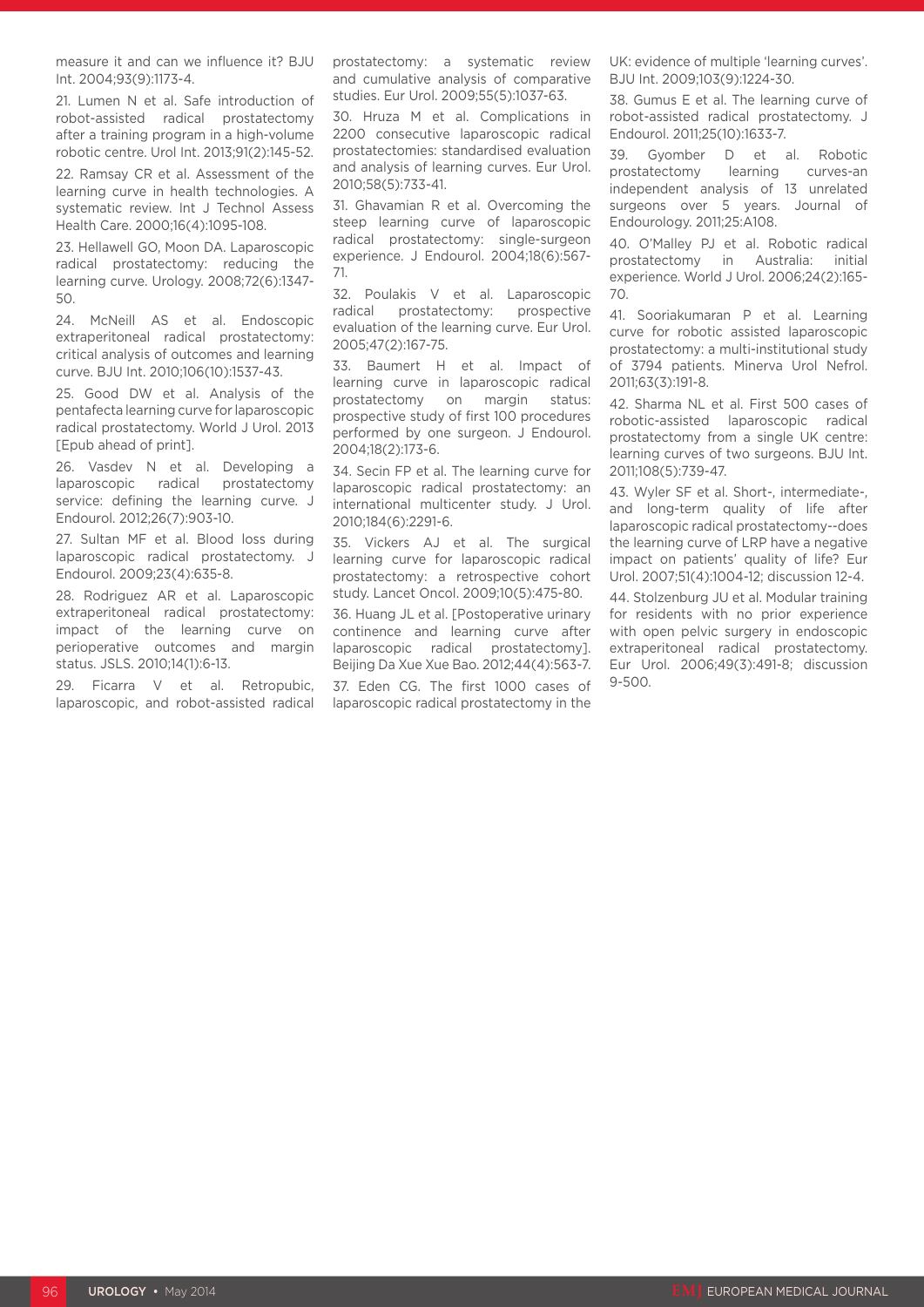measure it and can we influence it? BJU Int. 2004;93(9):1173-4.

21. Lumen N et al. Safe introduction of robot-assisted radical prostatectomy after a training program in a high-volume robotic centre. Urol Int. 2013;91(2):145-52.

22. Ramsay CR et al. Assessment of the learning curve in health technologies. A systematic review. Int J Technol Assess Health Care. 2000;16(4):1095-108.

23. Hellawell GO, Moon DA. Laparoscopic radical prostatectomy: reducing the learning curve. Urology. 2008;72(6):1347-50.

24. McNeill AS et al. Endoscopic extraperitoneal radical prostatectomy: critical analysis of outcomes and learning curve. BJU Int. 2010;106(10):1537-43.

25. Good DW et al. Analysis of the pentafecta learning curve for laparoscopic radical prostatectomy. World J Urol. 2013 [Epub ahead of print].

26. Vasdev N et al. Developing a laparoscopic radical prostatectomy service: defining the learning curve. J Endourol. 2012;26(7):903-10.

27. Sultan MF et al. Blood loss during laparoscopic radical prostatectomy. J Endourol. 2009;23(4):635-8.

28. Rodriguez AR et al. Laparoscopic extraperitoneal radical prostatectomy: impact of the learning curve on perioperative outcomes and margin status. JSLS. 2010;14(1):6-13.

29. Ficarra V et al. Retropubic, laparoscopic, and robot-assisted radical prostatectomy: a systematic review and cumulative analysis of comparative studies. Eur Urol. 2009;55(5):1037-63.

30. Hruza M et al. Complications in 2200 consecutive laparoscopic radical prostatectomies: standardised evaluation and analysis of learning curves. Eur Urol. 2010;58(5):733-41.

31. Ghavamian R et al. Overcoming the steep learning curve of laparoscopic radical prostatectomy: single-surgeon experience. J Endourol. 2004;18(6):567-71.

32. Poulakis V et al. Laparoscopic radical prostatectomy: prospective evaluation of the learning curve. Eur Urol. 2005;47(2):167-75.

33. Baumert H et al. Impact of learning curve in laparoscopic radical prostatectomy on margin status: prospective study of first 100 procedures performed by one surgeon. J Endourol. 2004;18(2):173-6.

34. Secin FP et al. The learning curve for laparoscopic radical prostatectomy: an international multicenter study. J Urol. 2010;184(6):2291-6.

35. Vickers AJ et al. The surgical learning curve for laparoscopic radical prostatectomy: a retrospective cohort study. Lancet Oncol. 2009;10(5):475-80.

36. Huang JL et al. [Postoperative urinary continence and learning curve after laparoscopic radical prostatectomy]. Beijing Da Xue Xue Bao. 2012;44(4):563-7.

37. Eden CG. The first 1000 cases of laparoscopic radical prostatectomy in the UK: evidence of multiple 'learning curves'. BJU Int. 2009;103(9):1224-30.

38. Gumus E et al. The learning curve of robot-assisted radical prostatectomy. J Endourol. 2011;25(10):1633-7.

39. Gyomber D et al. Robotic prostatectomy learning curves-an independent analysis of 13 unrelated surgeons over 5 years. Journal of Endourology. 2011;25:A108.

40. O'Malley PJ et al. Robotic radical prostatectomy in Australia: initial experience. World J Urol. 2006;24(2):165-70.

41. Sooriakumaran P et al. Learning curve for robotic assisted laparoscopic prostatectomy: a multi-institutional study of 3794 patients. Minerva Urol Nefrol. 2011;63(3):191-8.

42. Sharma NL et al. First 500 cases of robotic-assisted laparoscopic radical prostatectomy from a single UK centre: learning curves of two surgeons. BJU Int. 2011;108(5):739-47.

43. Wyler SF et al. Short-, intermediate-, and long-term quality of life after laparoscopic radical prostatectomy--does the learning curve of LRP have a negative impact on patients' quality of life? Eur Urol. 2007;51(4):1004-12; discussion 12-4.

44. Stolzenburg JU et al. Modular training for residents with no prior experience with open pelvic surgery in endoscopic extraperitoneal radical prostatectomy. Eur Urol. 2006;49(3):491-8; discussion 9-500.